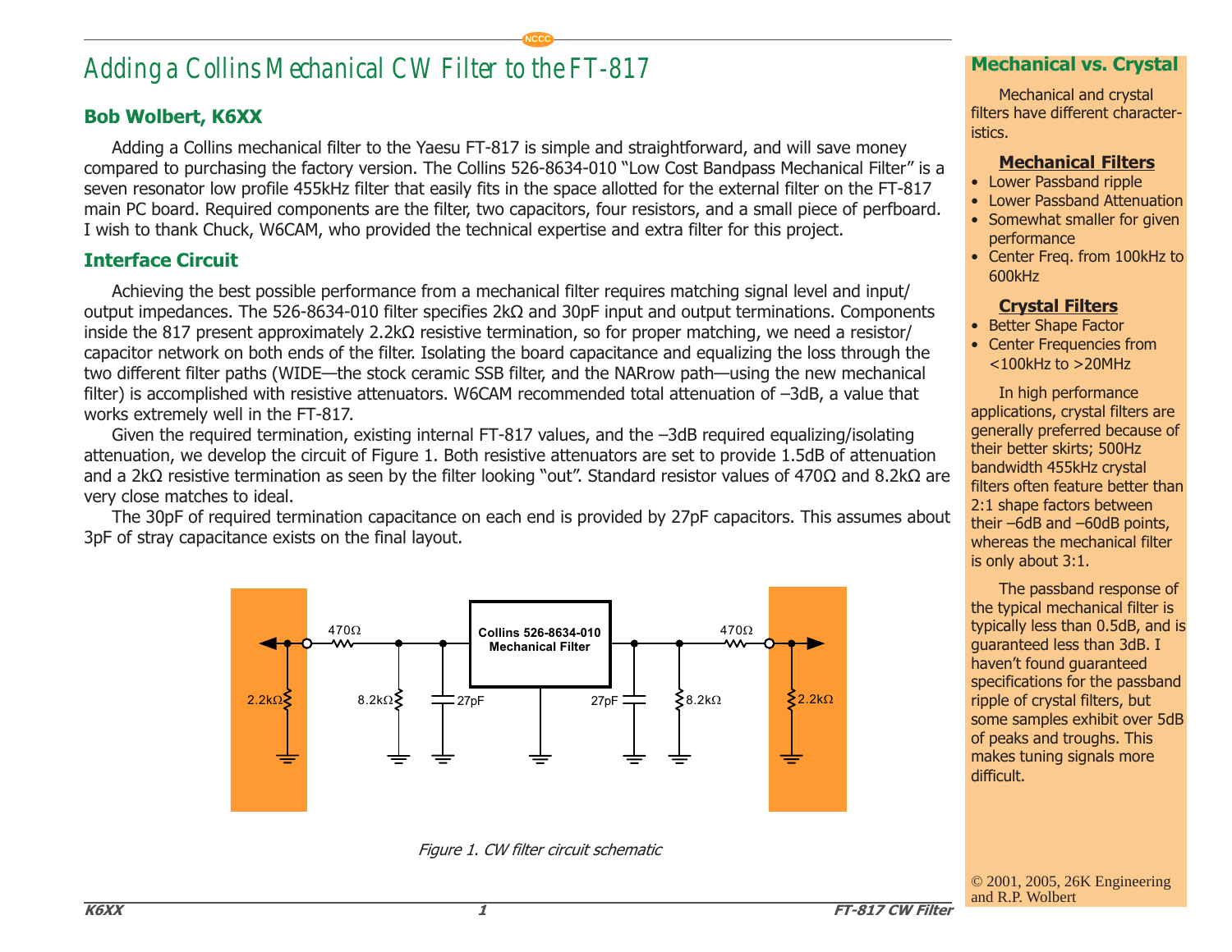# Adding a Collins Mechanical CW Filter to the FT-817

### Bob Wolbert, K6XX

Adding a Collins mechanical filter to the Yaesu FT-817 is simple and straightforward, and will save money compared to purchasing the factory version. The Collins 526-8634-010 "Low Cost Bandpass Mechanical Filter" is a seven resonator low profile 455kHz filter that easily fits in the space allotted for the external filter on the FT-817 main PC board. Required components are the filter, two capacitors, four resistors, and a small piece of perfboard. I wish to thank Chuck, W6CAM, who provided the technical expertise and extra filter for this project.

## Interface Circuit

Achieving the best possible performance from a mechanical filter requires matching signal level and input/output impedances. The 526-8634-010 filter specifies 2kΩ and 30pF input and output terminations. Components inside the 817 present approximately 2.2kΩ resistive termination, so for proper matching, we need a resistor/capacitor network on both ends of the filter. Isolating the board capacitance and equalizing the loss through the two different filter paths (WIDE—the stock ceramic SSB filter, and the NARrow path—using the new mechanical filter) is accomplished with resistive attenuators. W6CAM recommended total attenuation of –3dB, a value that works extremely well in the FT-817.

Given the required termination, existing internal FT-817 values, and the –3dB required equalizing/isolating attenuation, we develop the circuit of Figure 1. Both resistive attenuators are set to provide 1.5dB of attenuation and a 2kΩ resistive termination as seen by the filter looking "out". Standard resistor values of 470Ω and 8.2kΩ are very close matches to ideal.

The 30pF of required termination capacitance on each end is provided by 27pF capacitors. This assumes about 3pF of stray capacitance exists on the final layout.

*Figure 1. CW filter circuit schematic*

## Mechanical vs. Crystal

Mechanical and crystal filters have different characteristics.

### Mechanical Filters

- Lower Passband ripple
- Lower Passband Attenuation
- Somewhat smaller for given performance
- Center Freq. from 100kHz to 600kHz

### Crystal Filters

- Better Shape Factor
- Center Frequencies from <100kHz to >20MHz

In high performance applications, crystal filters are generally preferred because of their better skirts; 500Hz bandwidth 455kHz crystal filters often feature better than 2:1 shape factors between their –6dB and –60dB points, whereas the mechanical filter is only about 3:1.

The passband response of the typical mechanical filter is typically less than 0.5dB, and is guaranteed less than 3dB. I haven't found guaranteed specifications for the passband ripple of crystal filters, but some samples exhibit over 5dB of peaks and troughs. This makes tuning signals more difficult.

© 2001, 2005, 26K Engineering and R.P. Wolbert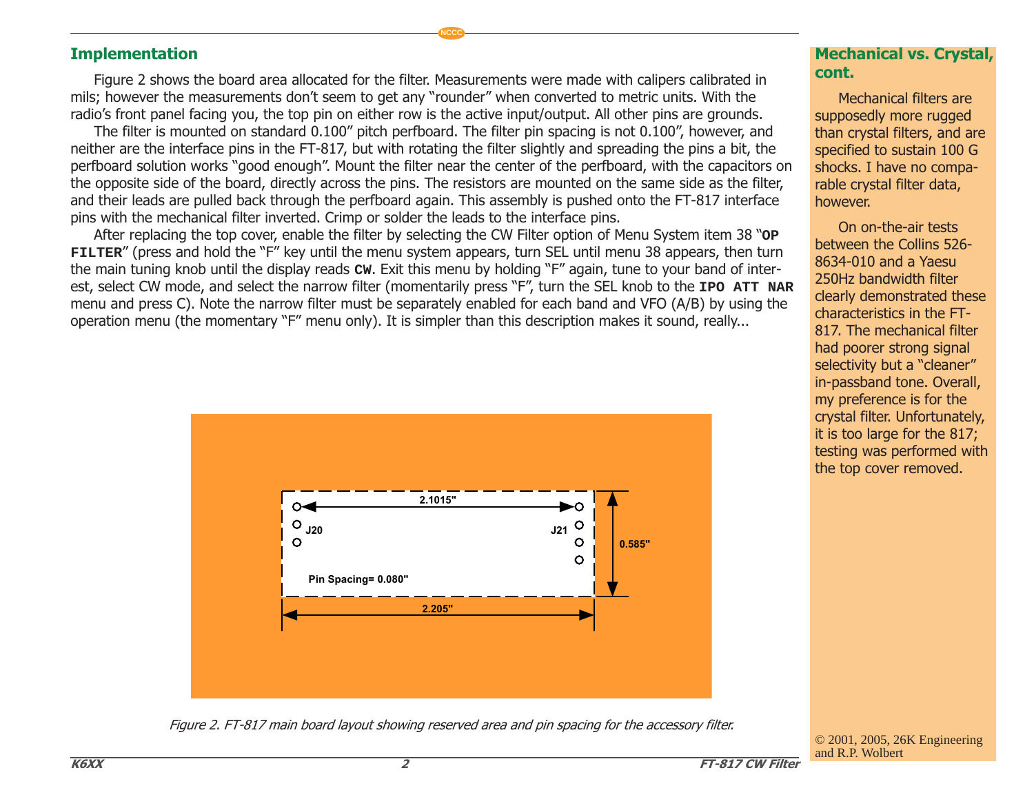## Implementation

Figure 2 shows the board area allocated for the filter. Measurements were made with calipers calibrated in mils; however the measurements don't seem to get any "rounder" when converted to metric units. With the radio's front panel facing you, the top pin on either row is the active input/output. All other pins are grounds.

The filter is mounted on standard 0.100" pitch perfboard. The filter pin spacing is not 0.100", however, and neither are the interface pins in the FT-817, but with rotating the filter slightly and spreading the pins a bit, the perfboard solution works "good enough". Mount the filter near the center of the perfboard, with the capacitors on the opposite side of the board, directly across the pins. The resistors are mounted on the same side as the filter, and their leads are pulled back through the perfboard again. This assembly is pushed onto the FT-817 interface pins with the mechanical filter inverted. Crimp or solder the leads to the interface pins.

After replacing the top cover, enable the filter by selecting the CW Filter option of Menu System item 38 "**OP FILTER**" (press and hold the "F" key until the menu system appears, turn SEL until menu 38 appears, then turn the main tuning knob until the display reads **CW**. Exit this menu by holding "F" again, tune to your band of interest, select CW mode, and select the narrow filter (momentarily press "F", turn the SEL knob to the **IPO ATT NAR** menu and press C). Note the narrow filter must be separately enabled for each band and VFO (A/B) by using the operation menu (the momentary "F" menu only). It is simpler than this description makes it sound, really...

2.1015"

J20

J21

0.585"

Pin Spacing= 0.080"

2.205"

*Figure 2. FT-817 main board layout showing reserved area and pin spacing for the accessory filter.*

## Mechanical vs. Crystal, cont.

Mechanical filters are supposedly more rugged than crystal filters, and are specified to sustain 100 G shocks. I have no comparable crystal filter data, however.

On on-the-air tests between the Collins 526-8634-010 and a Yaesu 250Hz bandwidth filter clearly demonstrated these characteristics in the FT-817. The mechanical filter had poorer strong signal selectivity but a "cleaner" in-passband tone. Overall, my preference is for the crystal filter. Unfortunately, it is too large for the 817; testing was performed with the top cover removed.

© 2001, 2005, 26K Engineering and R.P. Wolbert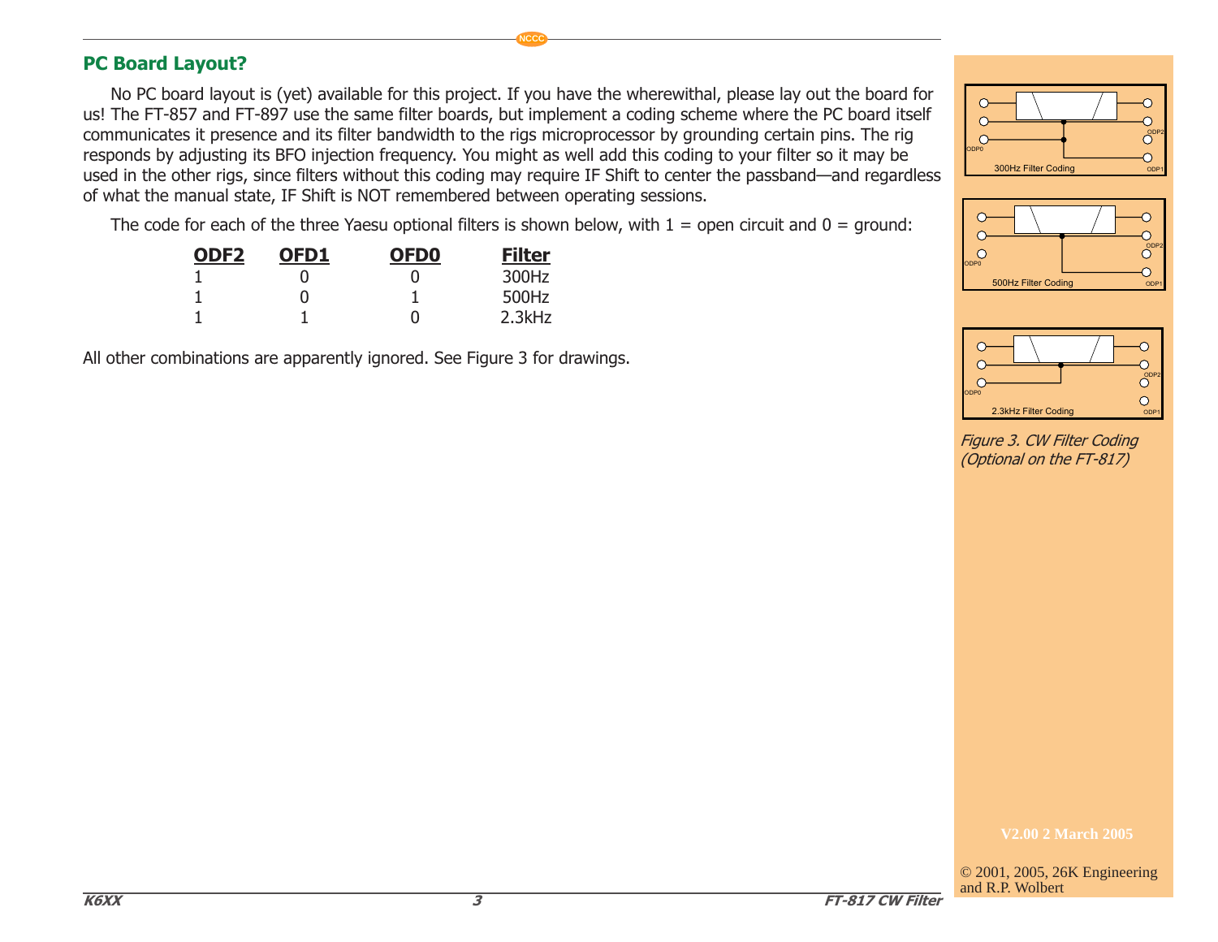## PC Board Layout?

No PC board layout is (yet) available for this project. If you have the wherewithal, please lay out the board for us! The FT-857 and FT-897 use the same filter boards, but implement a coding scheme where the PC board itself communicates it presence and its filter bandwidth to the rigs microprocessor by grounding certain pins. The rig responds by adjusting its BFO injection frequency. You might as well add this coding to your filter so it may be used in the other rigs, since filters without this coding may require IF Shift to center the passband—and regardless of what the manual state, IF Shift is NOT remembered between operating sessions.

The code for each of the three Yaesu optional filters is shown below, with 1 = open circuit and 0 = ground:

| ODF2 | OFD1 | OFD0 | Filter |
|---|---|---|---|
| 1 | 0 | 0 | 300Hz |
| 1 | 0 | 1 | 500Hz |
| 1 | 1 | 0 | 2.3kHz |

All other combinations are apparently ignored. See Figure 3 for drawings.

ODP2
ODP0
300Hz Filter Coding
ODP1

ODP2
ODP0
500Hz Filter Coding
ODP1

ODP2
ODP0
2.3kHz Filter Coding
ODP1

*Figure 3. CW Filter Coding (Optional on the FT-817)*

V2.00 2 March 2005

© 2001, 2005, 26K Engineering and R.P. Wolbert